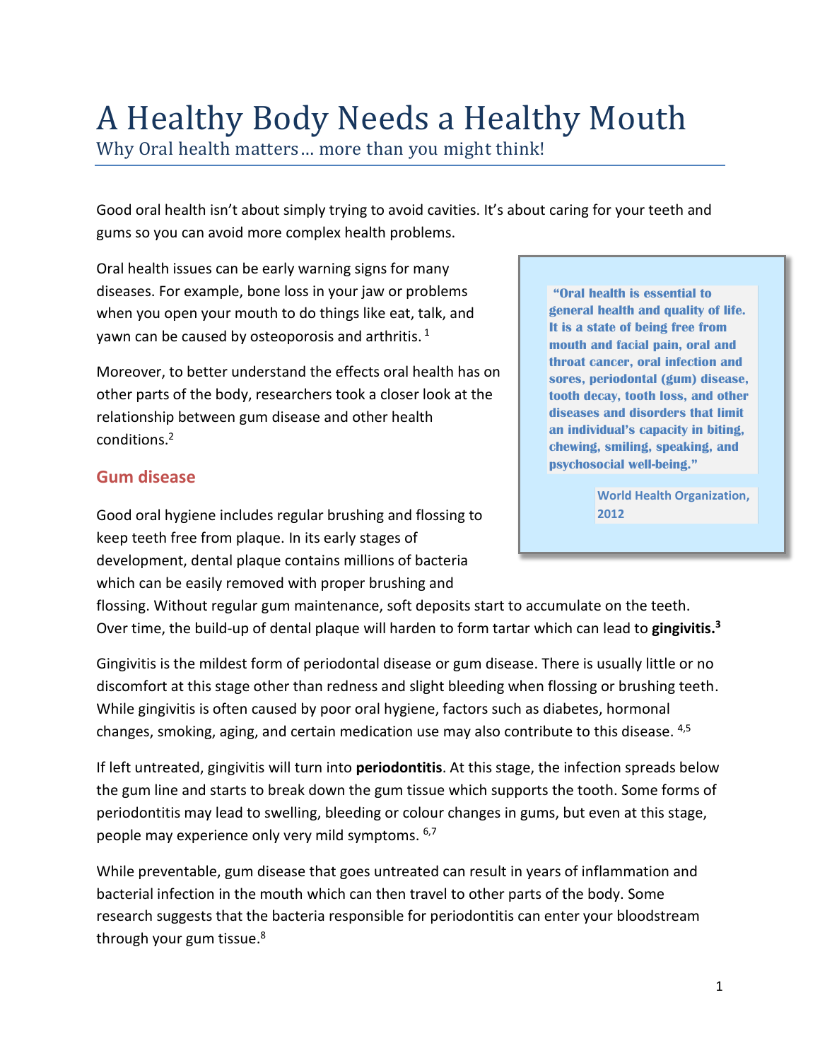# A Healthy Body Needs a Healthy Mouth

Why Oral health matters… more than you might think!

Good oral health isn't about simply trying to avoid cavities. It's about caring for your teeth and gums so you can avoid more complex health problems.

Oral health issues can be early warning signs for many diseases. For example, bone loss in your jaw or problems when you open your mouth to do things like eat, talk, and yawn can be caused by osteoporosis and arthritis. [1]

Moreover, to better understand the effects oral health has on other parts of the body, researchers took a closer look at the relationship between gum disease and other health conditions.[2]

> **"Oral health is essential to general health and quality of life. It is a state of being free from mouth and facial pain, oral and throat cancer, oral infection and sores, periodontal (gum) disease, tooth decay, tooth loss, and other diseases and disorders that limit an individual's capacity in biting, chewing, smiling, speaking, and psychosocial well-being."**
>
> **World Health Organization, 2012**

## Gum disease

Good oral hygiene includes regular brushing and flossing to keep teeth free from plaque. In its early stages of development, dental plaque contains millions of bacteria which can be easily removed with proper brushing and flossing. Without regular gum maintenance, soft deposits start to accumulate on the teeth. Over time, the build-up of dental plaque will harden to form tartar which can lead to **gingivitis.[3]**

Gingivitis is the mildest form of periodontal disease or gum disease. There is usually little or no discomfort at this stage other than redness and slight bleeding when flossing or brushing teeth. While gingivitis is often caused by poor oral hygiene, factors such as diabetes, hormonal changes, smoking, aging, and certain medication use may also contribute to this disease. [4,5]

If left untreated, gingivitis will turn into **periodontitis**. At this stage, the infection spreads below the gum line and starts to break down the gum tissue which supports the tooth. Some forms of periodontitis may lead to swelling, bleeding or colour changes in gums, but even at this stage, people may experience only very mild symptoms. [6,7]

While preventable, gum disease that goes untreated can result in years of inflammation and bacterial infection in the mouth which can then travel to other parts of the body. Some research suggests that the bacteria responsible for periodontitis can enter your bloodstream through your gum tissue.[8]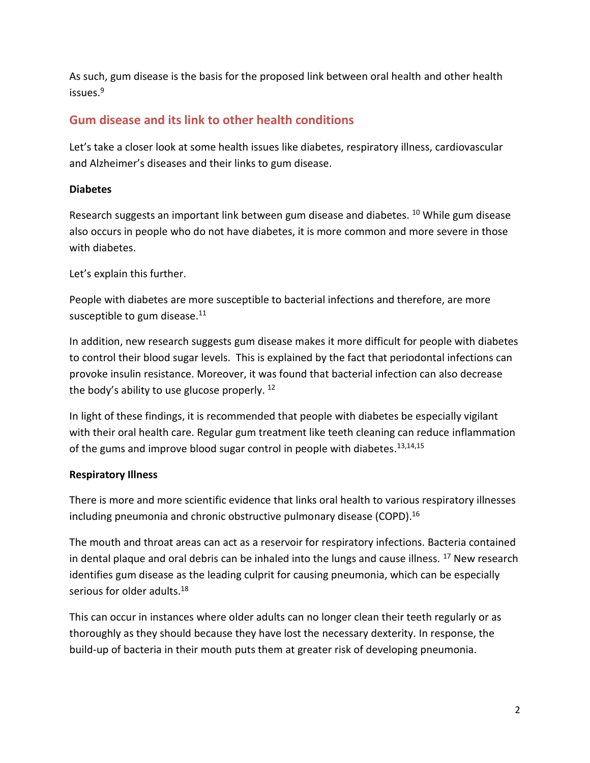As such, gum disease is the basis for the proposed link between oral health and other health issues.[9]

## Gum disease and its link to other health conditions

Let's take a closer look at some health issues like diabetes, respiratory illness, cardiovascular and Alzheimer's diseases and their links to gum disease.

**Diabetes**

Research suggests an important link between gum disease and diabetes. [10] While gum disease also occurs in people who do not have diabetes, it is more common and more severe in those with diabetes.

Let's explain this further.

People with diabetes are more susceptible to bacterial infections and therefore, are more susceptible to gum disease.[11]

In addition, new research suggests gum disease makes it more difficult for people with diabetes to control their blood sugar levels. This is explained by the fact that periodontal infections can provoke insulin resistance. Moreover, it was found that bacterial infection can also decrease the body's ability to use glucose properly. [12]

In light of these findings, it is recommended that people with diabetes be especially vigilant with their oral health care. Regular gum treatment like teeth cleaning can reduce inflammation of the gums and improve blood sugar control in people with diabetes.[13,14,15]

**Respiratory Illness**

There is more and more scientific evidence that links oral health to various respiratory illnesses including pneumonia and chronic obstructive pulmonary disease (COPD).[16]

The mouth and throat areas can act as a reservoir for respiratory infections. Bacteria contained in dental plaque and oral debris can be inhaled into the lungs and cause illness. [17] New research identifies gum disease as the leading culprit for causing pneumonia, which can be especially serious for older adults.[18]

This can occur in instances where older adults can no longer clean their teeth regularly or as thoroughly as they should because they have lost the necessary dexterity. In response, the build-up of bacteria in their mouth puts them at greater risk of developing pneumonia.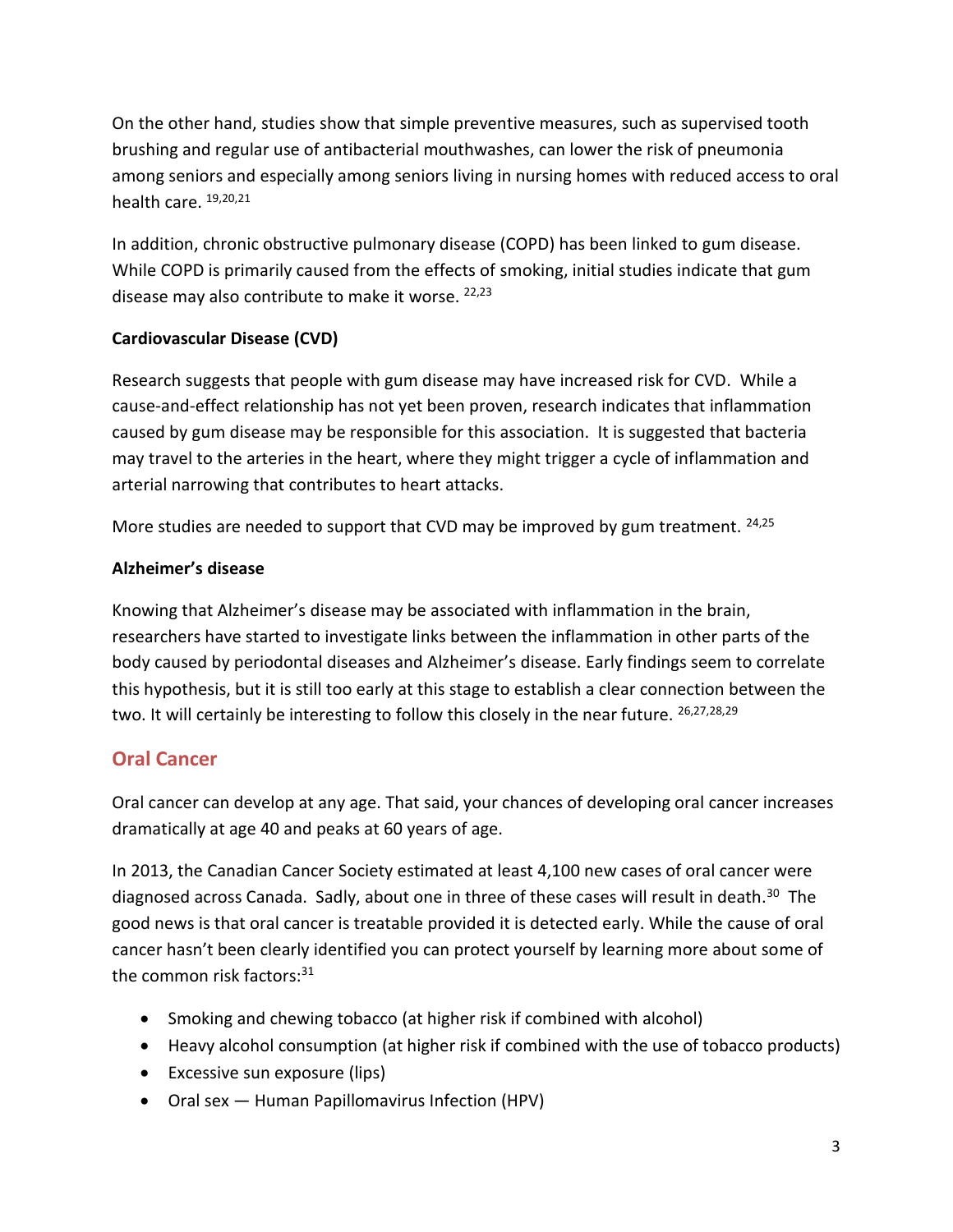On the other hand, studies show that simple preventive measures, such as supervised tooth brushing and regular use of antibacterial mouthwashes, can lower the risk of pneumonia among seniors and especially among seniors living in nursing homes with reduced access to oral health care. [19,20,21]

In addition, chronic obstructive pulmonary disease (COPD) has been linked to gum disease. While COPD is primarily caused from the effects of smoking, initial studies indicate that gum disease may also contribute to make it worse. [22,23]

**Cardiovascular Disease (CVD)**

Research suggests that people with gum disease may have increased risk for CVD. While a cause-and-effect relationship has not yet been proven, research indicates that inflammation caused by gum disease may be responsible for this association. It is suggested that bacteria may travel to the arteries in the heart, where they might trigger a cycle of inflammation and arterial narrowing that contributes to heart attacks.

More studies are needed to support that CVD may be improved by gum treatment. [24,25]

**Alzheimer's disease**

Knowing that Alzheimer's disease may be associated with inflammation in the brain, researchers have started to investigate links between the inflammation in other parts of the body caused by periodontal diseases and Alzheimer's disease. Early findings seem to correlate this hypothesis, but it is still too early at this stage to establish a clear connection between the two. It will certainly be interesting to follow this closely in the near future. [26,27,28,29]

## Oral Cancer

Oral cancer can develop at any age. That said, your chances of developing oral cancer increases dramatically at age 40 and peaks at 60 years of age.

In 2013, the Canadian Cancer Society estimated at least 4,100 new cases of oral cancer were diagnosed across Canada. Sadly, about one in three of these cases will result in death.[30] The good news is that oral cancer is treatable provided it is detected early. While the cause of oral cancer hasn't been clearly identified you can protect yourself by learning more about some of the common risk factors:[31]

- Smoking and chewing tobacco (at higher risk if combined with alcohol)
- Heavy alcohol consumption (at higher risk if combined with the use of tobacco products)
- Excessive sun exposure (lips)
- Oral sex — Human Papillomavirus Infection (HPV)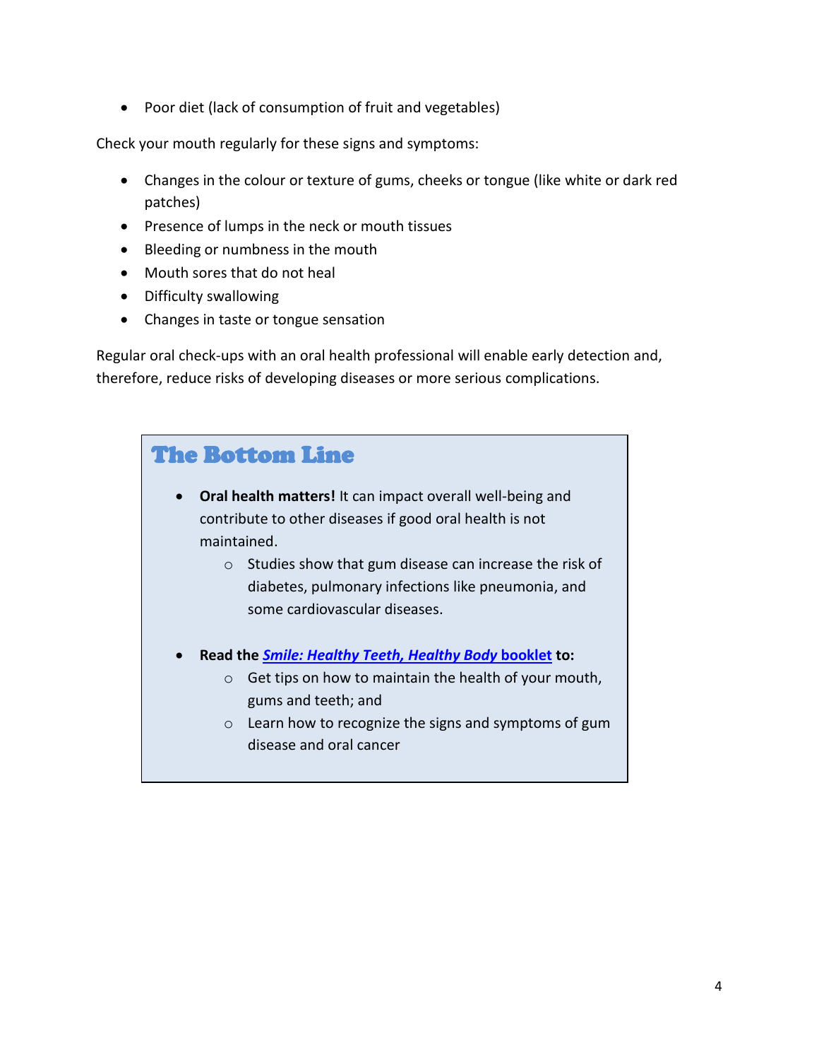- Poor diet (lack of consumption of fruit and vegetables)

Check your mouth regularly for these signs and symptoms:

- Changes in the colour or texture of gums, cheeks or tongue (like white or dark red patches)
- Presence of lumps in the neck or mouth tissues
- Bleeding or numbness in the mouth
- Mouth sores that do not heal
- Difficulty swallowing
- Changes in taste or tongue sensation

Regular oral check-ups with an oral health professional will enable early detection and, therefore, reduce risks of developing diseases or more serious complications.

## The Bottom Line

- **Oral health matters!** It can impact overall well-being and contribute to other diseases if good oral health is not maintained.
  - Studies show that gum disease can increase the risk of diabetes, pulmonary infections like pneumonia, and some cardiovascular diseases.

- **Read the *Smile: Healthy Teeth, Healthy Body* booklet to:**
  - Get tips on how to maintain the health of your mouth, gums and teeth; and
  - Learn how to recognize the signs and symptoms of gum disease and oral cancer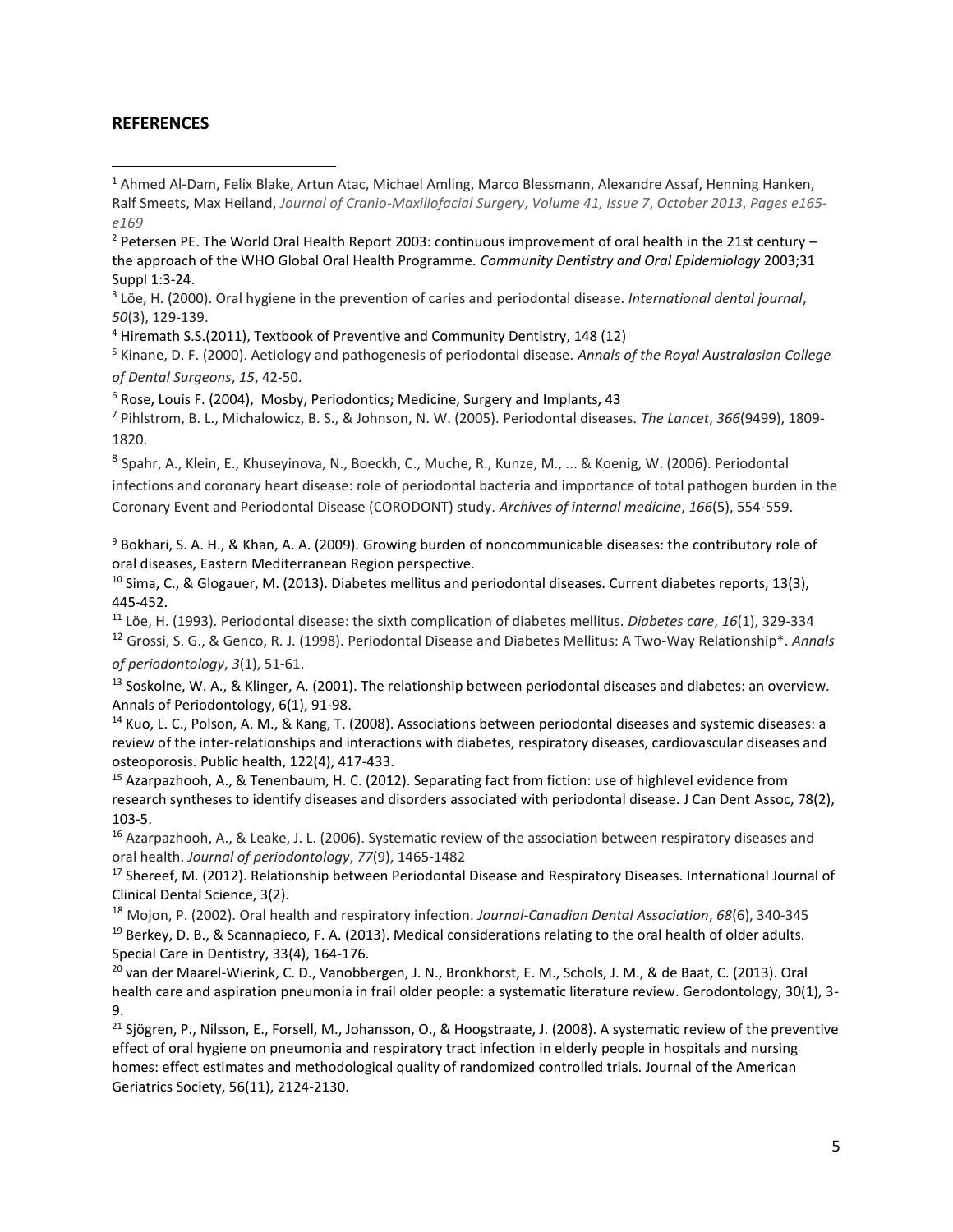## REFERENCES

[1] Ahmed Al-Dam, Felix Blake, Artun Atac, Michael Amling, Marco Blessmann, Alexandre Assaf, Henning Hanken, Ralf Smeets, Max Heiland, *Journal of Cranio-Maxillofacial Surgery*, *Volume 41, Issue 7, October 2013, Pages e165-e169*

[2] Petersen PE. The World Oral Health Report 2003: continuous improvement of oral health in the 21st century – the approach of the WHO Global Oral Health Programme. *Community Dentistry and Oral Epidemiology* 2003;31 Suppl 1:3-24.

[3] Löe, H. (2000). Oral hygiene in the prevention of caries and periodontal disease. *International dental journal*, *50*(3), 129-139.

[4] Hiremath S.S.(2011), Textbook of Preventive and Community Dentistry, 148 (12)

[5] Kinane, D. F. (2000). Aetiology and pathogenesis of periodontal disease. *Annals of the Royal Australasian College of Dental Surgeons*, *15*, 42-50.

[6] Rose, Louis F. (2004), Mosby, Periodontics; Medicine, Surgery and Implants, 43

[7] Pihlstrom, B. L., Michalowicz, B. S., & Johnson, N. W. (2005). Periodontal diseases. *The Lancet*, *366*(9499), 1809-1820.

[8] Spahr, A., Klein, E., Khuseyinova, N., Boeckh, C., Muche, R., Kunze, M., ... & Koenig, W. (2006). Periodontal infections and coronary heart disease: role of periodontal bacteria and importance of total pathogen burden in the Coronary Event and Periodontal Disease (CORODONT) study. *Archives of internal medicine*, *166*(5), 554-559.

[9] Bokhari, S. A. H., & Khan, A. A. (2009). Growing burden of noncommunicable diseases: the contributory role of oral diseases, Eastern Mediterranean Region perspective.

[10] Sima, C., & Glogauer, M. (2013). Diabetes mellitus and periodontal diseases. Current diabetes reports, 13(3), 445-452.

[11] Löe, H. (1993). Periodontal disease: the sixth complication of diabetes mellitus. *Diabetes care*, *16*(1), 329-334

[12] Grossi, S. G., & Genco, R. J. (1998). Periodontal Disease and Diabetes Mellitus: A Two-Way Relationship*. *Annals of periodontology*, *3*(1), 51-61.

[13] Soskolne, W. A., & Klinger, A. (2001). The relationship between periodontal diseases and diabetes: an overview. Annals of Periodontology, 6(1), 91-98.

[14] Kuo, L. C., Polson, A. M., & Kang, T. (2008). Associations between periodontal diseases and systemic diseases: a review of the inter-relationships and interactions with diabetes, respiratory diseases, cardiovascular diseases and osteoporosis. Public health, 122(4), 417-433.

[15] Azarpazhooh, A., & Tenenbaum, H. C. (2012). Separating fact from fiction: use of highlevel evidence from research syntheses to identify diseases and disorders associated with periodontal disease. J Can Dent Assoc, 78(2), 103-5.

[16] Azarpazhooh, A., & Leake, J. L. (2006). Systematic review of the association between respiratory diseases and oral health. *Journal of periodontology*, *77*(9), 1465-1482

[17] Shereef, M. (2012). Relationship between Periodontal Disease and Respiratory Diseases. International Journal of Clinical Dental Science, 3(2).

[18] Mojon, P. (2002). Oral health and respiratory infection. *Journal-Canadian Dental Association*, *68*(6), 340-345

[19] Berkey, D. B., & Scannapieco, F. A. (2013). Medical considerations relating to the oral health of older adults. Special Care in Dentistry, 33(4), 164-176.

[20] van der Maarel-Wierink, C. D., Vanobbergen, J. N., Bronkhorst, E. M., Schols, J. M., & de Baat, C. (2013). Oral health care and aspiration pneumonia in frail older people: a systematic literature review. Gerodontology, 30(1), 3-9.

[21] Sjögren, P., Nilsson, E., Forsell, M., Johansson, O., & Hoogstraate, J. (2008). A systematic review of the preventive effect of oral hygiene on pneumonia and respiratory tract infection in elderly people in hospitals and nursing homes: effect estimates and methodological quality of randomized controlled trials. Journal of the American Geriatrics Society, 56(11), 2124-2130.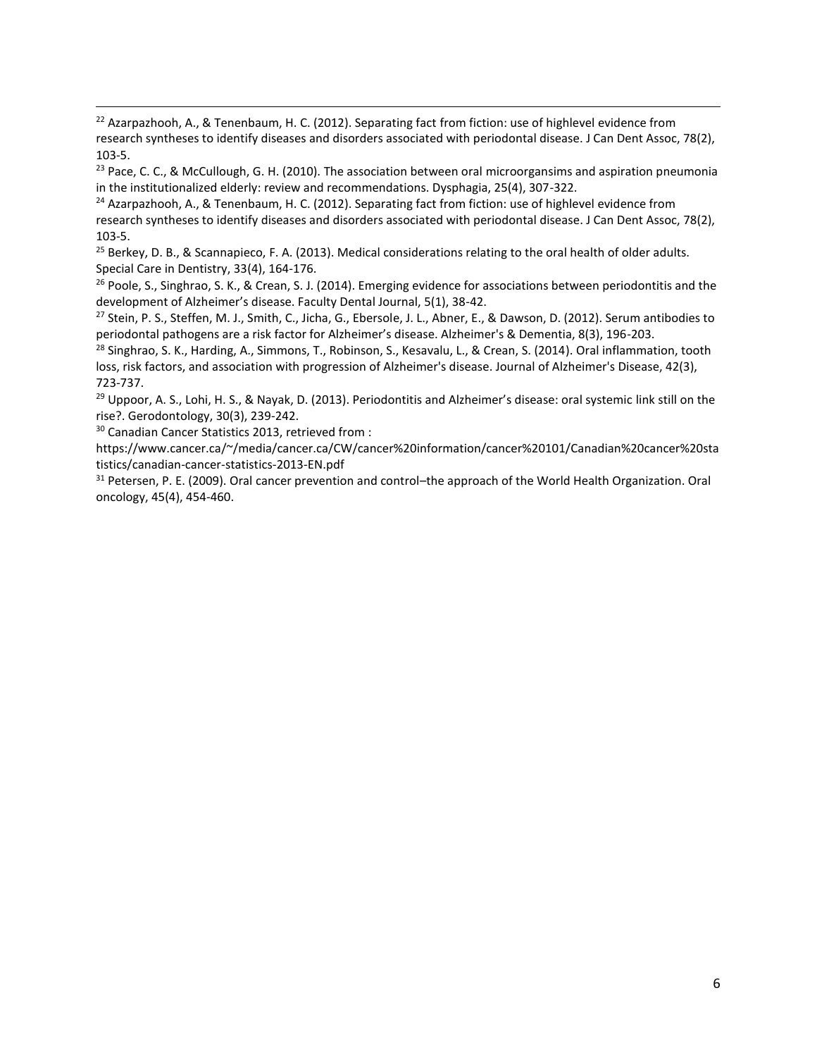[22] Azarpazhooh, A., & Tenenbaum, H. C. (2012). Separating fact from fiction: use of highlevel evidence from research syntheses to identify diseases and disorders associated with periodontal disease. J Can Dent Assoc, 78(2), 103-5.

[23] Pace, C. C., & McCullough, G. H. (2010). The association between oral microorgansims and aspiration pneumonia in the institutionalized elderly: review and recommendations. Dysphagia, 25(4), 307-322.

[24] Azarpazhooh, A., & Tenenbaum, H. C. (2012). Separating fact from fiction: use of highlevel evidence from research syntheses to identify diseases and disorders associated with periodontal disease. J Can Dent Assoc, 78(2), 103-5.

[25] Berkey, D. B., & Scannapieco, F. A. (2013). Medical considerations relating to the oral health of older adults. Special Care in Dentistry, 33(4), 164-176.

[26] Poole, S., Singhrao, S. K., & Crean, S. J. (2014). Emerging evidence for associations between periodontitis and the development of Alzheimer's disease. Faculty Dental Journal, 5(1), 38-42.

[27] Stein, P. S., Steffen, M. J., Smith, C., Jicha, G., Ebersole, J. L., Abner, E., & Dawson, D. (2012). Serum antibodies to periodontal pathogens are a risk factor for Alzheimer's disease. Alzheimer's & Dementia, 8(3), 196-203.

[28] Singhrao, S. K., Harding, A., Simmons, T., Robinson, S., Kesavalu, L., & Crean, S. (2014). Oral inflammation, tooth loss, risk factors, and association with progression of Alzheimer's disease. Journal of Alzheimer's Disease, 42(3), 723-737.

[29] Uppoor, A. S., Lohi, H. S., & Nayak, D. (2013). Periodontitis and Alzheimer's disease: oral systemic link still on the rise?. Gerodontology, 30(3), 239-242.

[30] Canadian Cancer Statistics 2013, retrieved from : https://www.cancer.ca/~/media/cancer.ca/CW/cancer%20information/cancer%20101/Canadian%20cancer%20statistics/canadian-cancer-statistics-2013-EN.pdf

[31] Petersen, P. E. (2009). Oral cancer prevention and control–the approach of the World Health Organization. Oral oncology, 45(4), 454-460.